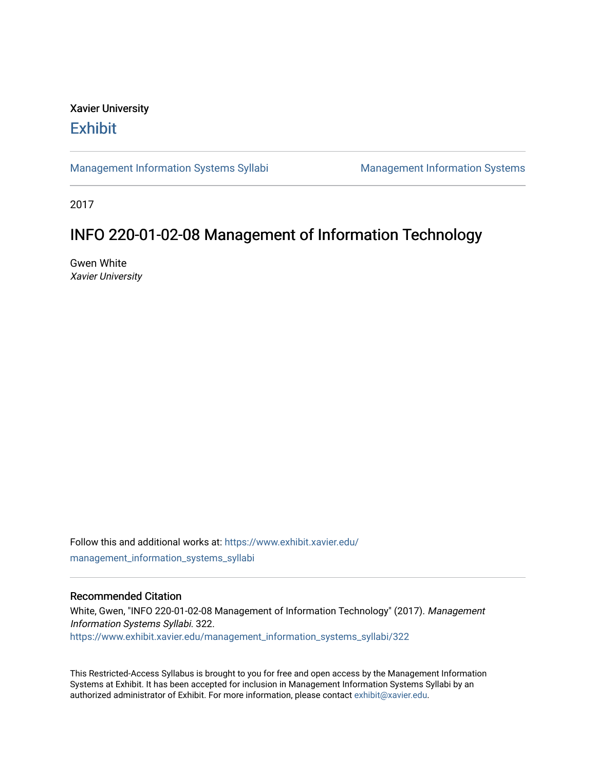Xavier University

# Exhibit

Management Information Systems Syllabi | Management Information Systems

2017

## INFO 220-01-02-08 Management of Information Technology

Gwen White
*Xavier University*

Follow this and additional works at: https://www.exhibit.xavier.edu/management_information_systems_syllabi

### Recommended Citation

White, Gwen, "INFO 220-01-02-08 Management of Information Technology" (2017). *Management Information Systems Syllabi*. 322.
https://www.exhibit.xavier.edu/management_information_systems_syllabi/322

This Restricted-Access Syllabus is brought to you for free and open access by the Management Information Systems at Exhibit. It has been accepted for inclusion in Management Information Systems Syllabi by an authorized administrator of Exhibit. For more information, please contact exhibit@xavier.edu.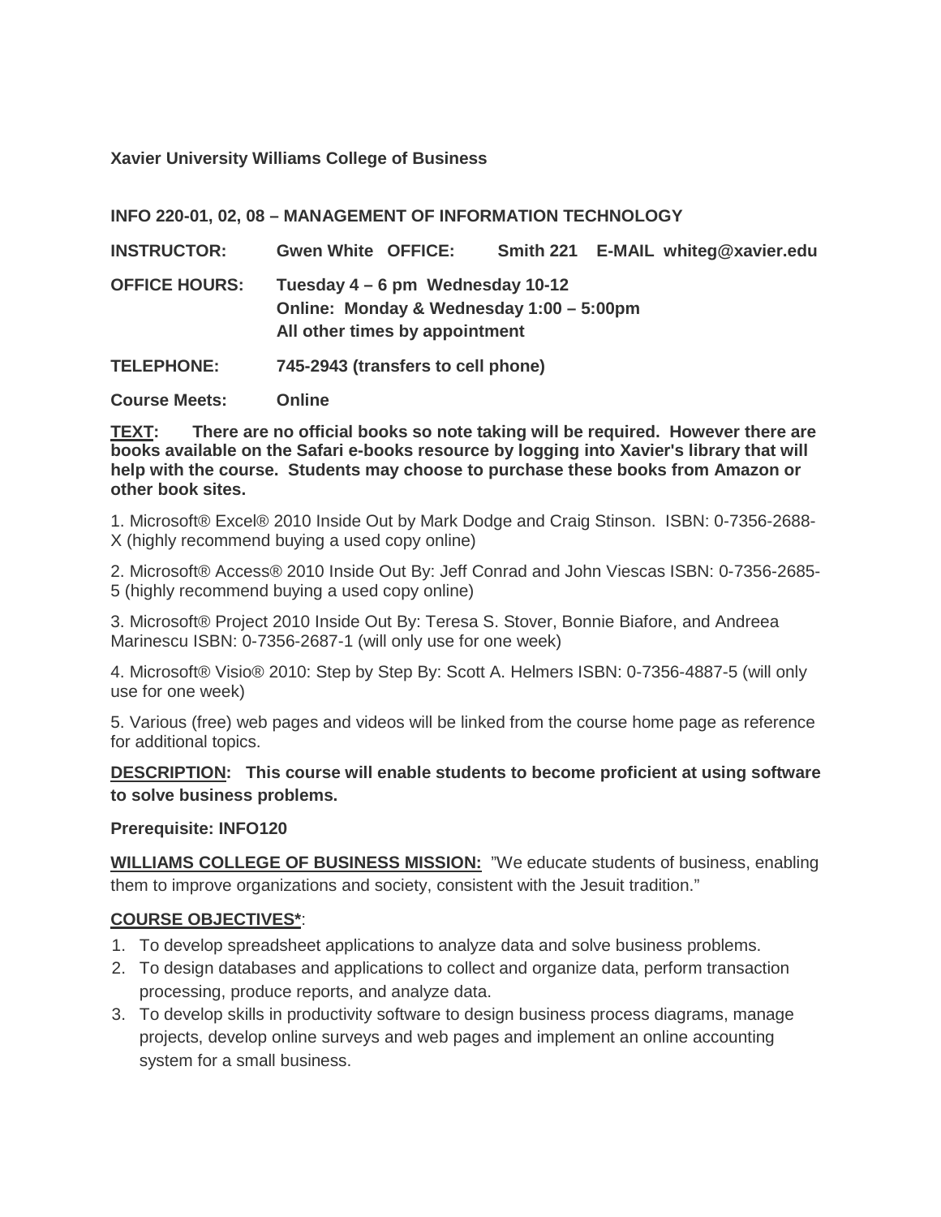**Xavier University Williams College of Business**

**INFO 220-01, 02, 08 – MANAGEMENT OF INFORMATION TECHNOLOGY**

**INSTRUCTOR:** **Gwen White OFFICE:** **Smith 221 E-MAIL whiteg@xavier.edu**

**OFFICE HOURS:** **Tuesday 4 – 6 pm Wednesday 10-12**
**Online: Monday & Wednesday 1:00 – 5:00pm**
**All other times by appointment**

**TELEPHONE:** **745-2943 (transfers to cell phone)**

**Course Meets:** **Online**

**TEXT: There are no official books so note taking will be required. However there are books available on the Safari e-books resource by logging into Xavier's library that will help with the course. Students may choose to purchase these books from Amazon or other book sites.**

1. Microsoft® Excel® 2010 Inside Out by Mark Dodge and Craig Stinson. ISBN: 0-7356-2688-X (highly recommend buying a used copy online)

2. Microsoft® Access® 2010 Inside Out By: Jeff Conrad and John Viescas ISBN: 0-7356-2685-5 (highly recommend buying a used copy online)

3. Microsoft® Project 2010 Inside Out By: Teresa S. Stover, Bonnie Biafore, and Andreea Marinescu ISBN: 0-7356-2687-1 (will only use for one week)

4. Microsoft® Visio® 2010: Step by Step By: Scott A. Helmers ISBN: 0-7356-4887-5 (will only use for one week)

5. Various (free) web pages and videos will be linked from the course home page as reference for additional topics.

**DESCRIPTION: This course will enable students to become proficient at using software to solve business problems.**

**Prerequisite: INFO120**

**WILLIAMS COLLEGE OF BUSINESS MISSION:** "We educate students of business, enabling them to improve organizations and society, consistent with the Jesuit tradition."

**COURSE OBJECTIVES***:

1. To develop spreadsheet applications to analyze data and solve business problems.
2. To design databases and applications to collect and organize data, perform transaction processing, produce reports, and analyze data.
3. To develop skills in productivity software to design business process diagrams, manage projects, develop online surveys and web pages and implement an online accounting system for a small business.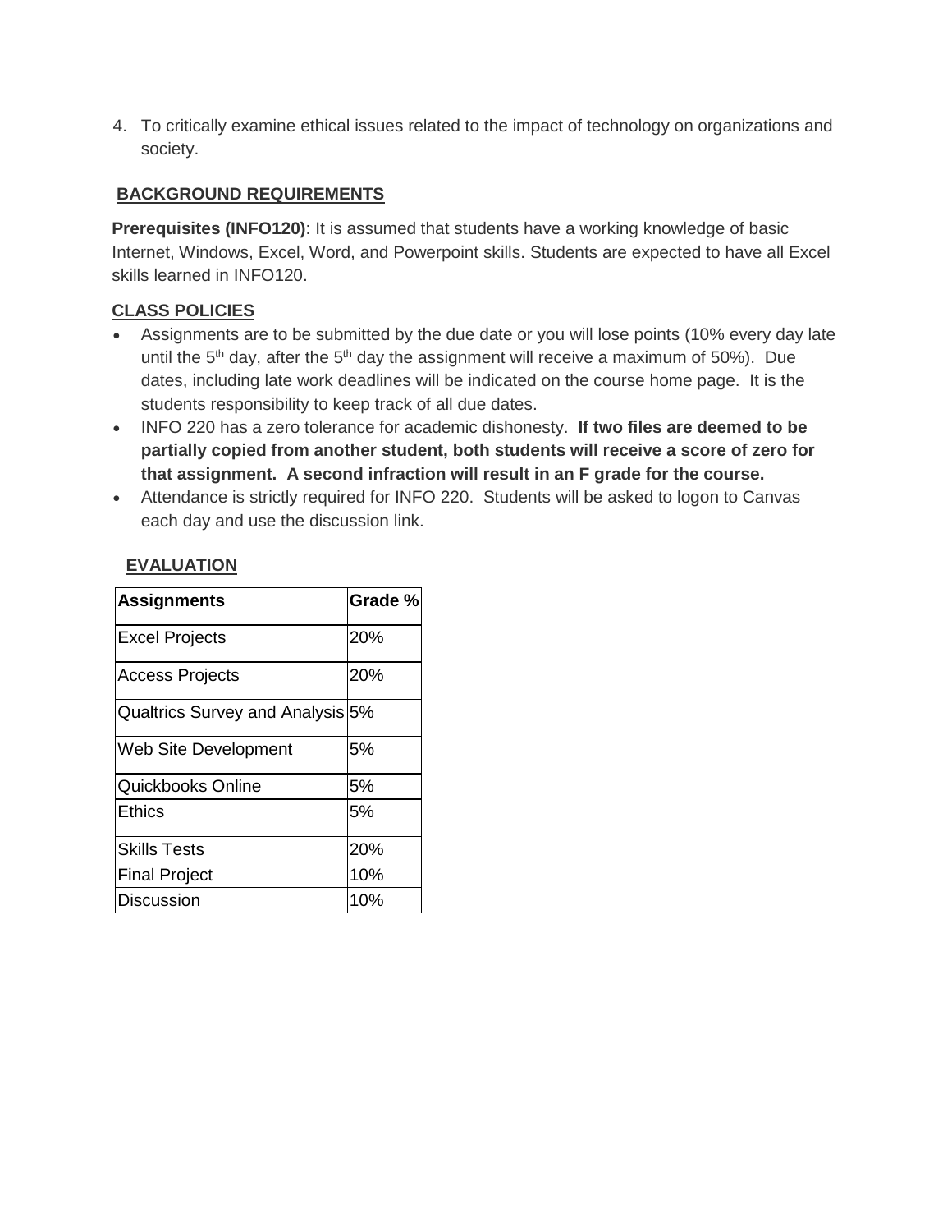4. To critically examine ethical issues related to the impact of technology on organizations and society.

## BACKGROUND REQUIREMENTS

**Prerequisites (INFO120)**: It is assumed that students have a working knowledge of basic Internet, Windows, Excel, Word, and Powerpoint skills. Students are expected to have all Excel skills learned in INFO120.

## CLASS POLICIES

- Assignments are to be submitted by the due date or you will lose points (10% every day late until the 5th day, after the 5th day the assignment will receive a maximum of 50%). Due dates, including late work deadlines will be indicated on the course home page. It is the students responsibility to keep track of all due dates.
- INFO 220 has a zero tolerance for academic dishonesty. **If two files are deemed to be partially copied from another student, both students will receive a score of zero for that assignment. A second infraction will result in an F grade for the course.**
- Attendance is strictly required for INFO 220. Students will be asked to logon to Canvas each day and use the discussion link.

## EVALUATION

| Assignments | Grade % |
|---|---|
| Excel Projects | 20% |
| Access Projects | 20% |
| Qualtrics Survey and Analysis | 5% |
| Web Site Development | 5% |
| Quickbooks Online | 5% |
| Ethics | 5% |
| Skills Tests | 20% |
| Final Project | 10% |
| Discussion | 10% |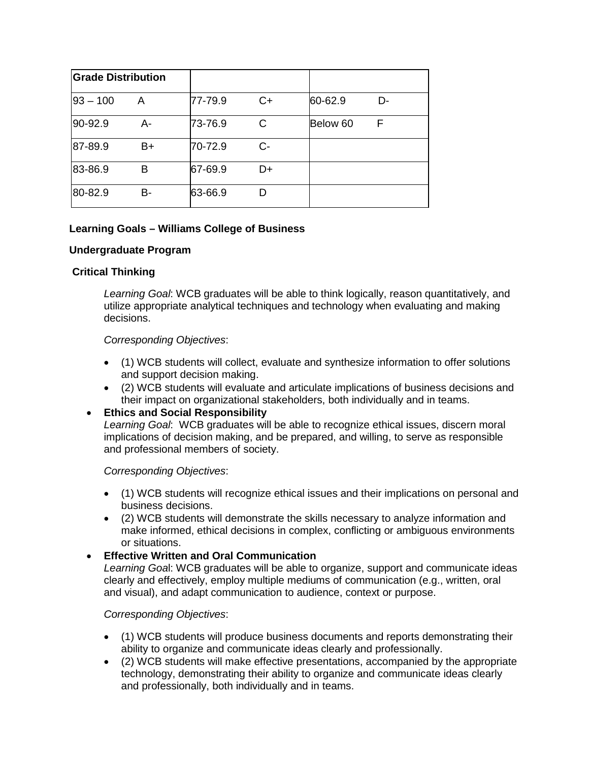| Grade Distribution | | | | | |
|---|---|---|---|---|---|
| 93 – 100 | A | 77-79.9 | C+ | 60-62.9 | D- |
| 90-92.9 | A- | 73-76.9 | C | Below 60 | F |
| 87-89.9 | B+ | 70-72.9 | C- | | |
| 83-86.9 | B | 67-69.9 | D+ | | |
| 80-82.9 | B- | 63-66.9 | D | | |

**Learning Goals – Williams College of Business**

**Undergraduate Program**

**Critical Thinking**

*Learning Goal*: WCB graduates will be able to think logically, reason quantitatively, and utilize appropriate analytical techniques and technology when evaluating and making decisions.

*Corresponding Objectives*:

- (1) WCB students will collect, evaluate and synthesize information to offer solutions and support decision making.
- (2) WCB students will evaluate and articulate implications of business decisions and their impact on organizational stakeholders, both individually and in teams.

- **Ethics and Social Responsibility**
  *Learning Goal*: WCB graduates will be able to recognize ethical issues, discern moral implications of decision making, and be prepared, and willing, to serve as responsible and professional members of society.

  *Corresponding Objectives*:

  - (1) WCB students will recognize ethical issues and their implications on personal and business decisions.
  - (2) WCB students will demonstrate the skills necessary to analyze information and make informed, ethical decisions in complex, conflicting or ambiguous environments or situations.

- **Effective Written and Oral Communication**
  *Learning Goal*: WCB graduates will be able to organize, support and communicate ideas clearly and effectively, employ multiple mediums of communication (e.g., written, oral and visual), and adapt communication to audience, context or purpose.

  *Corresponding Objectives*:

  - (1) WCB students will produce business documents and reports demonstrating their ability to organize and communicate ideas clearly and professionally.
  - (2) WCB students will make effective presentations, accompanied by the appropriate technology, demonstrating their ability to organize and communicate ideas clearly and professionally, both individually and in teams.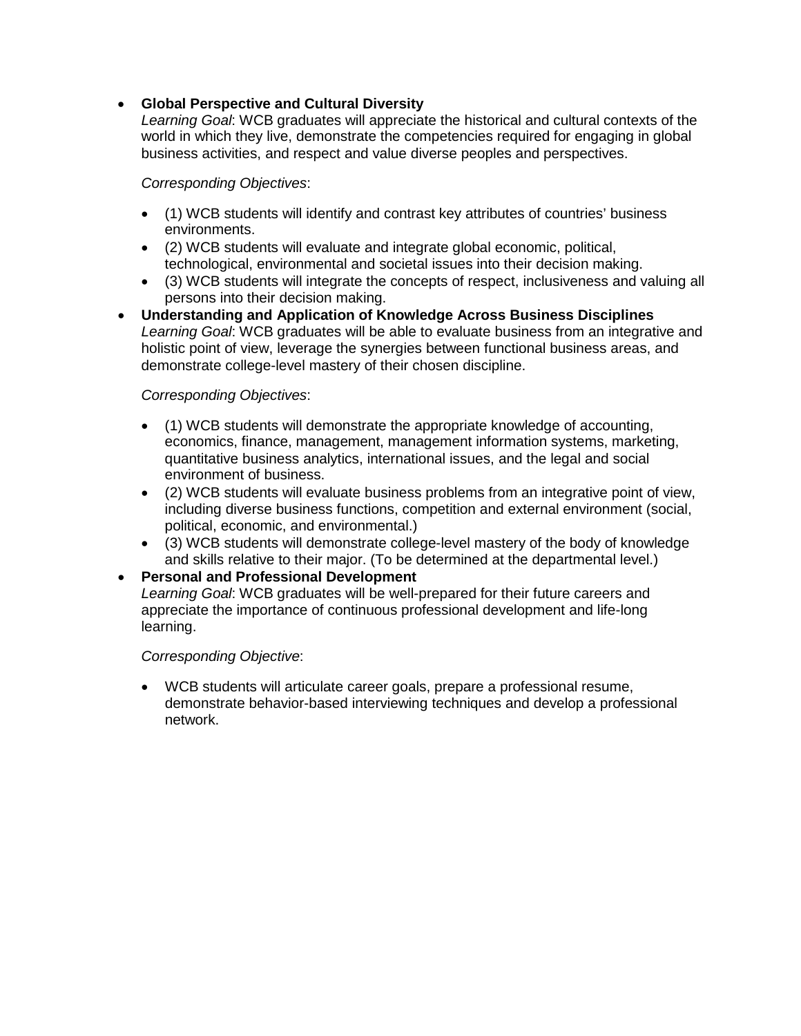- **Global Perspective and Cultural Diversity**
  *Learning Goal*: WCB graduates will appreciate the historical and cultural contexts of the world in which they live, demonstrate the competencies required for engaging in global business activities, and respect and value diverse peoples and perspectives.

  *Corresponding Objectives*:

  - (1) WCB students will identify and contrast key attributes of countries' business environments.
  - (2) WCB students will evaluate and integrate global economic, political, technological, environmental and societal issues into their decision making.
  - (3) WCB students will integrate the concepts of respect, inclusiveness and valuing all persons into their decision making.
- **Understanding and Application of Knowledge Across Business Disciplines**
  *Learning Goal*: WCB graduates will be able to evaluate business from an integrative and holistic point of view, leverage the synergies between functional business areas, and demonstrate college-level mastery of their chosen discipline.

  *Corresponding Objectives*:

  - (1) WCB students will demonstrate the appropriate knowledge of accounting, economics, finance, management, management information systems, marketing, quantitative business analytics, international issues, and the legal and social environment of business.
  - (2) WCB students will evaluate business problems from an integrative point of view, including diverse business functions, competition and external environment (social, political, economic, and environmental.)
  - (3) WCB students will demonstrate college-level mastery of the body of knowledge and skills relative to their major. (To be determined at the departmental level.)
- **Personal and Professional Development**
  *Learning Goal*: WCB graduates will be well-prepared for their future careers and appreciate the importance of continuous professional development and life-long learning.

  *Corresponding Objective*:

  - WCB students will articulate career goals, prepare a professional resume, demonstrate behavior-based interviewing techniques and develop a professional network.